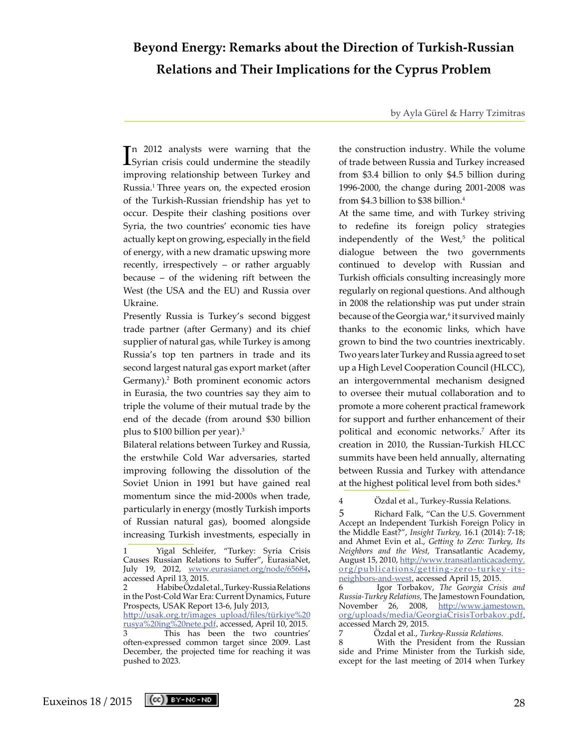# Beyond Energy: Remarks about the Direction of Turkish-Russian Relations and Their Implications for the Cyprus Problem

by Ayla Gürel & Harry Tzimitras

In 2012 analysts were warning that the Syrian crisis could undermine the steadily improving relationship between Turkey and Russia.[1] Three years on, the expected erosion of the Turkish-Russian friendship has yet to occur. Despite their clashing positions over Syria, the two countries' economic ties have actually kept on growing, especially in the field of energy, with a new dramatic upswing more recently, irrespectively – or rather arguably because – of the widening rift between the West (the USA and the EU) and Russia over Ukraine.

Presently Russia is Turkey's second biggest trade partner (after Germany) and its chief supplier of natural gas, while Turkey is among Russia's top ten partners in trade and its second largest natural gas export market (after Germany).[2] Both prominent economic actors in Eurasia, the two countries say they aim to triple the volume of their mutual trade by the end of the decade (from around $30 billion plus to $100 billion per year).[3]

Bilateral relations between Turkey and Russia, the erstwhile Cold War adversaries, started improving following the dissolution of the Soviet Union in 1991 but have gained real momentum since the mid-2000s when trade, particularly in energy (mostly Turkish imports of Russian natural gas), boomed alongside increasing Turkish investments, especially in the construction industry. While the volume of trade between Russia and Turkey increased from $3.4 billion to only $4.5 billion during 1996-2000, the change during 2001-2008 was from $4.3 billion to $38 billion.[4]

At the same time, and with Turkey striving to redefine its foreign policy strategies independently of the West,[5] the political dialogue between the two governments continued to develop with Russian and Turkish officials consulting increasingly more regularly on regional questions. And although in 2008 the relationship was put under strain because of the Georgia war,[6] it survived mainly thanks to the economic links, which have grown to bind the two countries inextricably. Two years later Turkey and Russia agreed to set up a High Level Cooperation Council (HLCC), an intergovernmental mechanism designed to oversee their mutual collaboration and to promote a more coherent practical framework for support and further enhancement of their political and economic networks.[7] After its creation in 2010, the Russian-Turkish HLCC summits have been held annually, alternating between Russia and Turkey with attendance at the highest political level from both sides.[8]

---

1 Yigal Schleifer, "Turkey: Syria Crisis Causes Russian Relations to Suffer", EurasiaNet, July 19, 2012, www.eurasianet.org/node/65684, accessed April 13, 2015.

2 Habibe Özdal et al., Turkey-Russia Relations in the Post-Cold War Era: Current Dynamics, Future Prospects, USAK Report 13-6, July 2013, http://usak.org.tr/images_upload/files/türkiye%20rusya%20ing%20nete.pdf, accessed, April 10, 2015.

3 This has been the two countries' often-expressed common target since 2009. Last December, the projected time for reaching it was pushed to 2023.

4 Özdal et al., Turkey-Russia Relations.

5 Richard Falk, "Can the U.S. Government Accept an Independent Turkish Foreign Policy in the Middle East?", *Insight Turkey*, 16.1 (2014): 7-18; and Ahmet Evin et al., *Getting to Zero: Turkey, Its Neighbors and the West*, Transatlantic Academy, August 15, 2010, http://www.transatlanticacademy.org/publications/getting-zero-turkey-its-neighbors-and-west, accessed April 15, 2015.

6 Igor Torbakov, *The Georgia Crisis and Russia-Turkey Relations*, The Jamestown Foundation, November 26, 2008, http://www.jamestown.org/uploads/media/GeorgiaCrisisTorbakov.pdf, accessed March 29, 2015.

7 Özdal et al., *Turkey-Russia Relations.*

8 With the President from the Russian side and Prime Minister from the Turkish side, except for the last meeting of 2014 when Turkey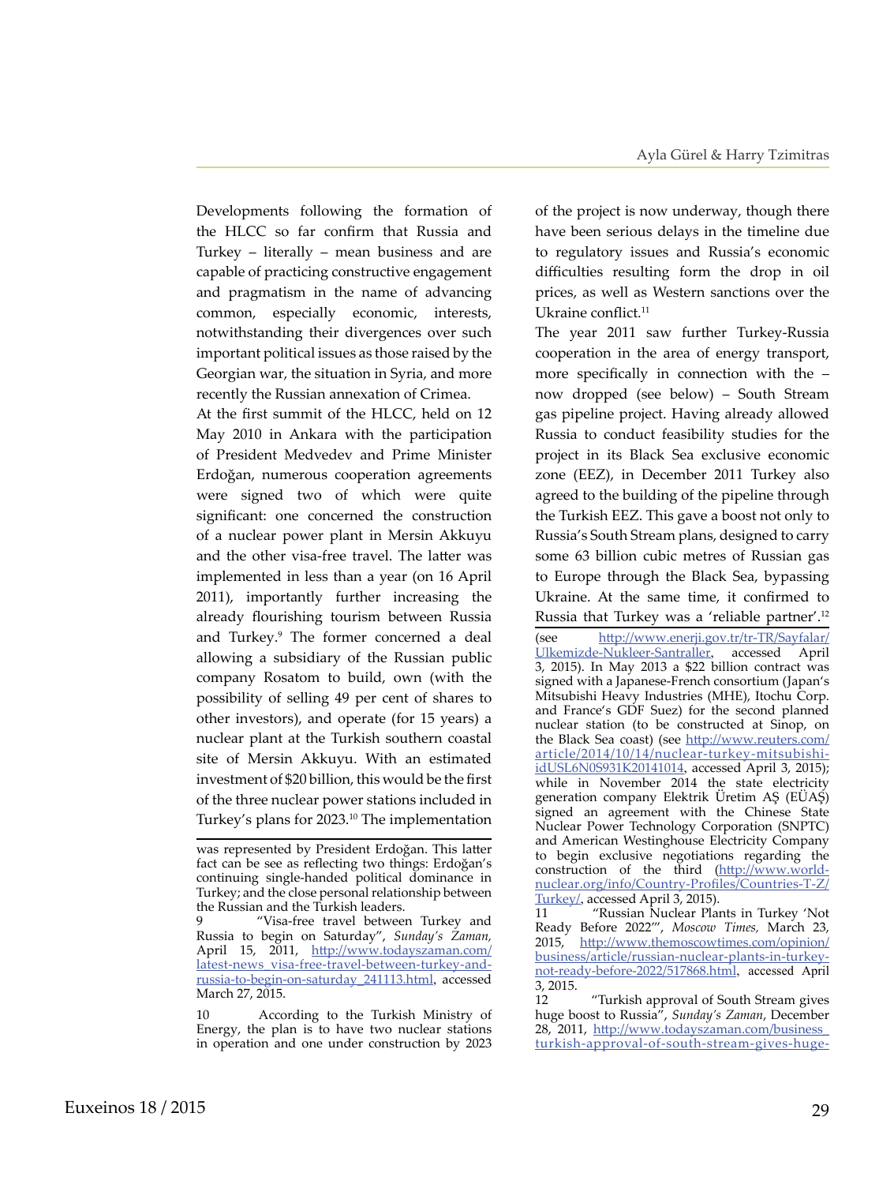Developments following the formation of the HLCC so far confirm that Russia and Turkey – literally – mean business and are capable of practicing constructive engagement and pragmatism in the name of advancing common, especially economic, interests, notwithstanding their divergences over such important political issues as those raised by the Georgian war, the situation in Syria, and more recently the Russian annexation of Crimea.

At the first summit of the HLCC, held on 12 May 2010 in Ankara with the participation of President Medvedev and Prime Minister Erdoğan, numerous cooperation agreements were signed two of which were quite significant: one concerned the construction of a nuclear power plant in Mersin Akkuyu and the other visa-free travel. The latter was implemented in less than a year (on 16 April 2011), importantly further increasing the already flourishing tourism between Russia and Turkey.[9] The former concerned a deal allowing a subsidiary of the Russian public company Rosatom to build, own (with the possibility of selling 49 per cent of shares to other investors), and operate (for 15 years) a nuclear plant at the Turkish southern coastal site of Mersin Akkuyu. With an estimated investment of $20 billion, this would be the first of the three nuclear power stations included in Turkey's plans for 2023.[10] The implementation of the project is now underway, though there have been serious delays in the timeline due to regulatory issues and Russia's economic difficulties resulting form the drop in oil prices, as well as Western sanctions over the Ukraine conflict.[11]

The year 2011 saw further Turkey-Russia cooperation in the area of energy transport, more specifically in connection with the – now dropped (see below) – South Stream gas pipeline project. Having already allowed Russia to conduct feasibility studies for the project in its Black Sea exclusive economic zone (EEZ), in December 2011 Turkey also agreed to the building of the pipeline through the Turkish EEZ. This gave a boost not only to Russia's South Stream plans, designed to carry some 63 billion cubic metres of Russian gas to Europe through the Black Sea, bypassing Ukraine. At the same time, it confirmed to Russia that Turkey was a 'reliable partner'.[12]

---

was represented by President Erdoğan. This latter fact can be see as reflecting two things: Erdoğan's continuing single-handed political dominance in Turkey; and the close personal relationship between the Russian and the Turkish leaders.

9 "Visa-free travel between Turkey and Russia to begin on Saturday", *Sunday's Zaman*, April 15, 2011, http://www.todayszaman.com/latest-news_visa-free-travel-between-turkey-and-russia-to-begin-on-saturday_241113.html, accessed March 27, 2015.

10 According to the Turkish Ministry of Energy, the plan is to have two nuclear stations in operation and one under construction by 2023 (see http://www.enerji.gov.tr/tr-TR/Sayfalar/Ulkemizde-Nukleer-Santraller, accessed April 3, 2015). In May 2013 a $22 billion contract was signed with a Japanese-French consortium (Japan's Mitsubishi Heavy Industries (MHE), Itochu Corp. and France's GDF Suez) for the second planned nuclear station (to be constructed at Sinop, on the Black Sea coast) (see http://www.reuters.com/article/2014/10/14/nuclear-turkey-mitsubishi-idUSL6N0S931K20141014, accessed April 3, 2015); while in November 2014 the state electricity generation company Elektrik Üretim AŞ (EÜAŞ) signed an agreement with the Chinese State Nuclear Power Technology Corporation (SNPTC) and American Westinghouse Electricity Company to begin exclusive negotiations regarding the construction of the third (http://www.world-nuclear.org/info/Country-Profiles/Countries-T-Z/Turkey/, accessed April 3, 2015).

11 "Russian Nuclear Plants in Turkey 'Not Ready Before 2022'", *Moscow Times,* March 23, 2015, http://www.themoscowtimes.com/opinion/business/article/russian-nuclear-plants-in-turkey-not-ready-before-2022/517868.html, accessed April 3, 2015.

12 "Turkish approval of South Stream gives huge boost to Russia", *Sunday's Zaman*, December 28, 2011, http://www.todayszaman.com/business_turkish-approval-of-south-stream-gives-huge-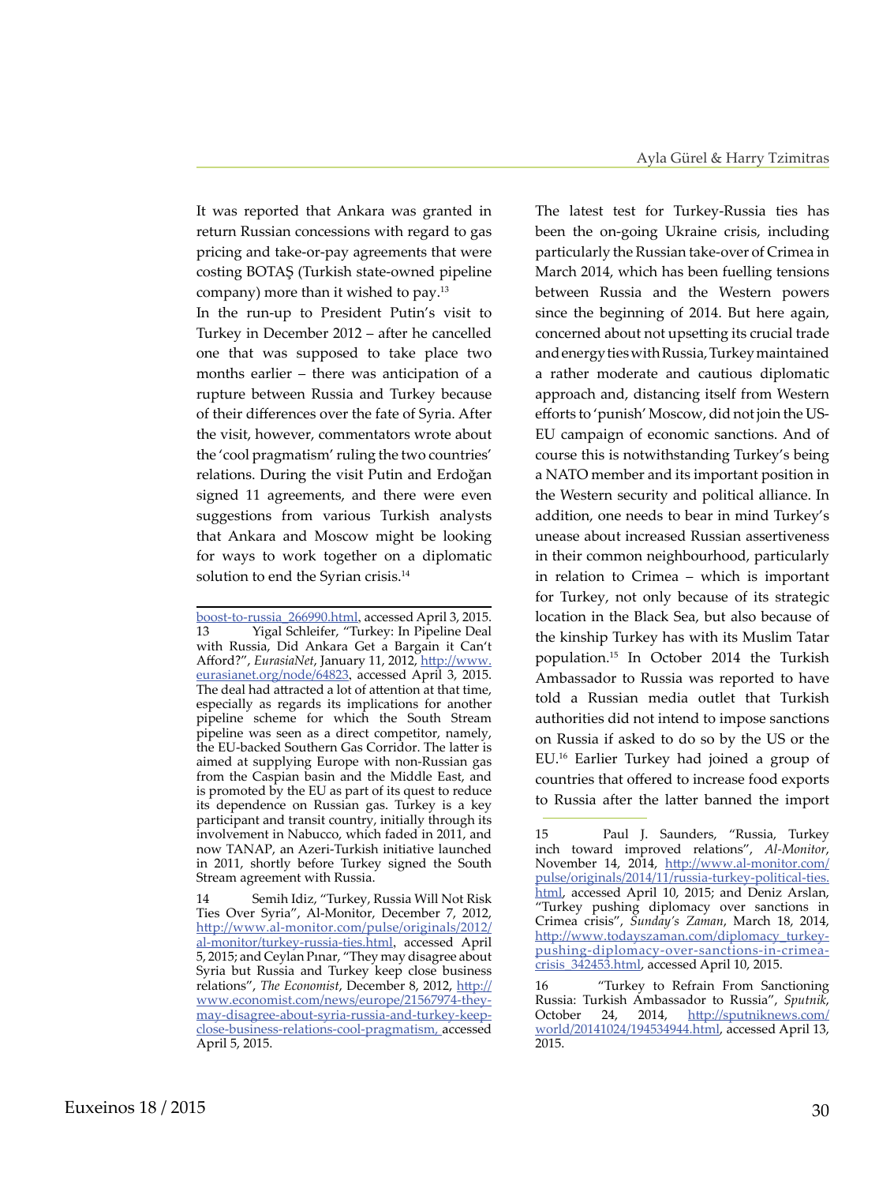It was reported that Ankara was granted in return Russian concessions with regard to gas pricing and take-or-pay agreements that were costing BOTAŞ (Turkish state-owned pipeline company) more than it wished to pay.[13]

In the run-up to President Putin's visit to Turkey in December 2012 – after he cancelled one that was supposed to take place two months earlier – there was anticipation of a rupture between Russia and Turkey because of their differences over the fate of Syria. After the visit, however, commentators wrote about the 'cool pragmatism' ruling the two countries' relations. During the visit Putin and Erdoğan signed 11 agreements, and there were even suggestions from various Turkish analysts that Ankara and Moscow might be looking for ways to work together on a diplomatic solution to end the Syrian crisis.[14]

The latest test for Turkey-Russia ties has been the on-going Ukraine crisis, including particularly the Russian take-over of Crimea in March 2014, which has been fuelling tensions between Russia and the Western powers since the beginning of 2014. But here again, concerned about not upsetting its crucial trade and energy ties with Russia, Turkey maintained a rather moderate and cautious diplomatic approach and, distancing itself from Western efforts to 'punish' Moscow, did not join the US-EU campaign of economic sanctions. And of course this is notwithstanding Turkey's being a NATO member and its important position in the Western security and political alliance. In addition, one needs to bear in mind Turkey's unease about increased Russian assertiveness in their common neighbourhood, particularly in relation to Crimea – which is important for Turkey, not only because of its strategic location in the Black Sea, but also because of the kinship Turkey has with its Muslim Tatar population.[15] In October 2014 the Turkish Ambassador to Russia was reported to have told a Russian media outlet that Turkish authorities did not intend to impose sanctions on Russia if asked to do so by the US or the EU.[16] Earlier Turkey had joined a group of countries that offered to increase food exports to Russia after the latter banned the import

---

boost-to-russia_266990.html, accessed April 3, 2015.

13 Yigal Schleifer, "Turkey: In Pipeline Deal with Russia, Did Ankara Get a Bargain it Can't Afford?", *EurasiaNet*, January 11, 2012, http://www.eurasianet.org/node/64823, accessed April 3, 2015. The deal had attracted a lot of attention at that time, especially as regards its implications for another pipeline scheme for which the South Stream pipeline was seen as a direct competitor, namely, the EU-backed Southern Gas Corridor. The latter is aimed at supplying Europe with non-Russian gas from the Caspian basin and the Middle East, and is promoted by the EU as part of its quest to reduce its dependence on Russian gas. Turkey is a key participant and transit country, initially through its involvement in Nabucco, which faded in 2011, and now TANAP, an Azeri-Turkish initiative launched in 2011, shortly before Turkey signed the South Stream agreement with Russia.

14 Semih Idiz, "Turkey, Russia Will Not Risk Ties Over Syria", Al-Monitor, December 7, 2012, http://www.al-monitor.com/pulse/originals/2012/al-monitor/turkey-russia-ties.html, accessed April 5, 2015; and Ceylan Pınar, "They may disagree about Syria but Russia and Turkey keep close business relations", *The Economist*, December 8, 2012, http://www.economist.com/news/europe/21567974-they-may-disagree-about-syria-russia-and-turkey-keep-close-business-relations-cool-pragmatism, accessed April 5, 2015.

15 Paul J. Saunders, "Russia, Turkey inch toward improved relations", *Al-Monitor*, November 14, 2014, http://www.al-monitor.com/pulse/originals/2014/11/russia-turkey-political-ties.html, accessed April 10, 2015; and Deniz Arslan, "Turkey pushing diplomacy over sanctions in Crimea crisis", *Sunday's Zaman*, March 18, 2014, http://www.todayszaman.com/diplomacy_turkey-pushing-diplomacy-over-sanctions-in-crimea-crisis_342453.html, accessed April 10, 2015.

16 "Turkey to Refrain From Sanctioning Russia: Turkish Ambassador to Russia", *Sputnik*, October 24, 2014, http://sputniknews.com/world/20141024/194534944.html, accessed April 13, 2015.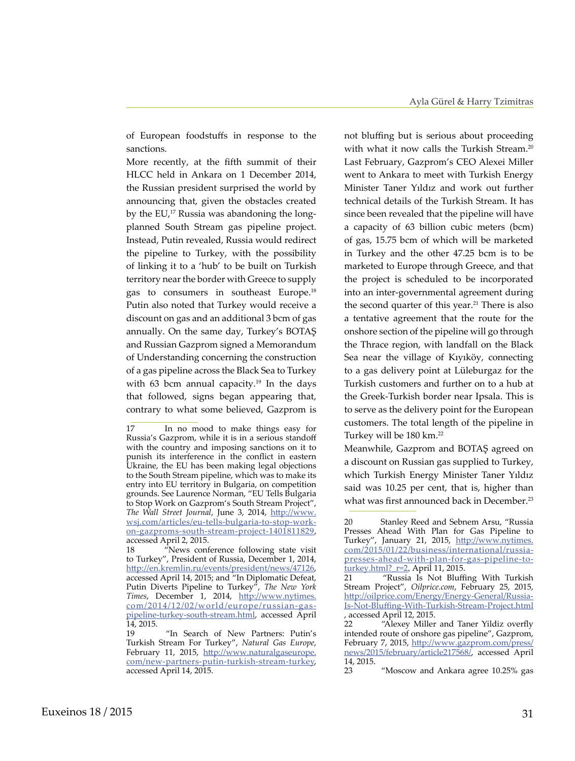of European foodstuffs in response to the sanctions.

More recently, at the fifth summit of their HLCC held in Ankara on 1 December 2014, the Russian president surprised the world by announcing that, given the obstacles created by the EU,[17] Russia was abandoning the long-planned South Stream gas pipeline project. Instead, Putin revealed, Russia would redirect the pipeline to Turkey, with the possibility of linking it to a 'hub' to be built on Turkish territory near the border with Greece to supply gas to consumers in southeast Europe.[18] Putin also noted that Turkey would receive a discount on gas and an additional 3 bcm of gas annually. On the same day, Turkey's BOTAŞ and Russian Gazprom signed a Memorandum of Understanding concerning the construction of a gas pipeline across the Black Sea to Turkey with 63 bcm annual capacity.[19] In the days that followed, signs began appearing that, contrary to what some believed, Gazprom is not bluffing but is serious about proceeding with what it now calls the Turkish Stream.[20] Last February, Gazprom's CEO Alexei Miller went to Ankara to meet with Turkish Energy Minister Taner Yıldız and work out further technical details of the Turkish Stream. It has since been revealed that the pipeline will have a capacity of 63 billion cubic meters (bcm) of gas, 15.75 bcm of which will be marketed in Turkey and the other 47.25 bcm is to be marketed to Europe through Greece, and that the project is scheduled to be incorporated into an inter-governmental agreement during the second quarter of this year.[21] There is also a tentative agreement that the route for the onshore section of the pipeline will go through the Thrace region, with landfall on the Black Sea near the village of Kıyıköy, connecting to a gas delivery point at Lüleburgaz for the Turkish customers and further on to a hub at the Greek-Turkish border near Ipsala. This is to serve as the delivery point for the European customers. The total length of the pipeline in Turkey will be 180 km.[22]

Meanwhile, Gazprom and BOTAŞ agreed on a discount on Russian gas supplied to Turkey, which Turkish Energy Minister Taner Yıldız said was 10.25 per cent, that is, higher than what was first announced back in December.[23]

---

17 In no mood to make things easy for Russia's Gazprom, while it is in a serious standoff with the country and imposing sanctions on it to punish its interference in the conflict in eastern Ukraine, the EU has been making legal objections to the South Stream pipeline, which was to make its entry into EU territory in Bulgaria, on competition grounds. See Laurence Norman, "EU Tells Bulgaria to Stop Work on Gazprom's South Stream Project", *The Wall Street Journal*, June 3, 2014, http://www.wsj.com/articles/eu-tells-bulgaria-to-stop-work-on-gazproms-south-stream-project-1401811829, accessed April 2, 2015.

18 "News conference following state visit to Turkey", President of Russia, December 1, 2014, http://en.kremlin.ru/events/president/news/47126, accessed April 14, 2015; and "In Diplomatic Defeat, Putin Diverts Pipeline to Turkey", *The New York Times*, December 1, 2014, http://www.nytimes.com/2014/12/02/world/europe/russian-gas-pipeline-turkey-south-stream.html, accessed April 14, 2015.

19 "In Search of New Partners: Putin's Turkish Stream For Turkey", *Natural Gas Europe*, February 11, 2015, http://www.naturalgaseurope.com/new-partners-putin-turkish-stream-turkey, accessed April 14, 2015.

20 Stanley Reed and Sebnem Arsu, "Russia Presses Ahead With Plan for Gas Pipeline to Turkey", January 21, 2015, http://www.nytimes.com/2015/01/22/business/international/russia-presses-ahead-with-plan-for-gas-pipeline-to-turkey.html?_r=2, April 11, 2015.

21 "Russia Is Not Bluffing With Turkish Stream Project", *Oilprice.com*, February 25, 2015, http://oilprice.com/Energy/Energy-General/Russia-Is-Not-Bluffing-With-Turkish-Stream-Project.html, accessed April 12, 2015.

22 "Alexey Miller and Taner Yildiz overfly intended route of onshore gas pipeline", Gazprom, February 7, 2015, http://www.gazprom.com/press/news/2015/february/article217568/, accessed April 14, 2015.

23 "Moscow and Ankara agree 10.25% gas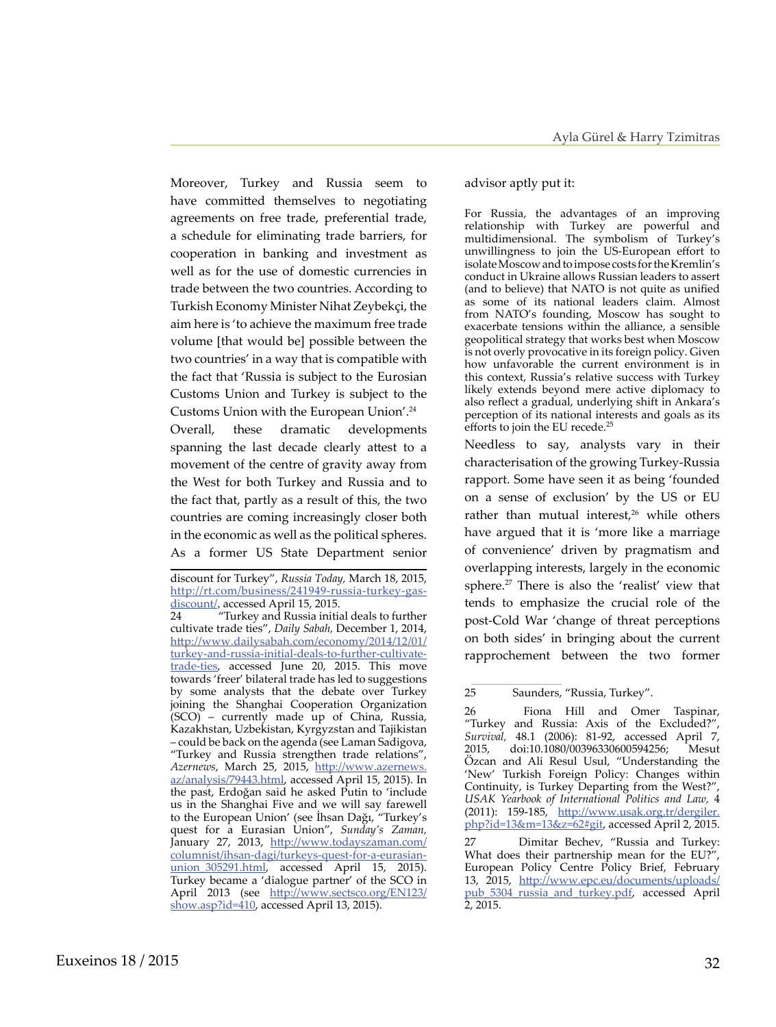Moreover, Turkey and Russia seem to have committed themselves to negotiating agreements on free trade, preferential trade, a schedule for eliminating trade barriers, for cooperation in banking and investment as well as for the use of domestic currencies in trade between the two countries. According to Turkish Economy Minister Nihat Zeybekçi, the aim here is 'to achieve the maximum free trade volume [that would be] possible between the two countries' in a way that is compatible with the fact that 'Russia is subject to the Eurosian Customs Union and Turkey is subject to the Customs Union with the European Union'.[24]

Overall, these dramatic developments spanning the last decade clearly attest to a movement of the centre of gravity away from the West for both Turkey and Russia and to the fact that, partly as a result of this, the two countries are coming increasingly closer both in the economic as well as the political spheres. As a former US State Department senior advisor aptly put it:

> For Russia, the advantages of an improving relationship with Turkey are powerful and multidimensional. The symbolism of Turkey's unwillingness to join the US-European effort to isolate Moscow and to impose costs for the Kremlin's conduct in Ukraine allows Russian leaders to assert (and to believe) that NATO is not quite as unified as some of its national leaders claim. Almost from NATO's founding, Moscow has sought to exacerbate tensions within the alliance, a sensible geopolitical strategy that works best when Moscow is not overly provocative in its foreign policy. Given how unfavorable the current environment is in this context, Russia's relative success with Turkey likely extends beyond mere active diplomacy to also reflect a gradual, underlying shift in Ankara's perception of its national interests and goals as its efforts to join the EU recede.[25]

Needless to say, analysts vary in their characterisation of the growing Turkey-Russia rapport. Some have seen it as being 'founded on a sense of exclusion' by the US or EU rather than mutual interest,[26] while others have argued that it is 'more like a marriage of convenience' driven by pragmatism and overlapping interests, largely in the economic sphere.[27] There is also the 'realist' view that tends to emphasize the crucial role of the post-Cold War 'change of threat perceptions on both sides' in bringing about the current rapprochement between the two former

---

discount for Turkey", *Russia Today,* March 18, 2015, http://rt.com/business/241949-russia-turkey-gas-discount/, accessed April 15, 2015.

24 "Turkey and Russia initial deals to further cultivate trade ties", *Daily Sabah,* December 1, 2014, http://www.dailysabah.com/economy/2014/12/01/turkey-and-russia-initial-deals-to-further-cultivate-trade-ties, accessed June 20, 2015. This move towards 'freer' bilateral trade has led to suggestions by some analysts that the debate over Turkey joining the Shanghai Cooperation Organization (SCO) – currently made up of China, Russia, Kazakhstan, Uzbekistan, Kyrgyzstan and Tajikistan – could be back on the agenda (see Laman Sadigova, "Turkey and Russia strengthen trade relations", *Azernews*, March 25, 2015, http://www.azernews.az/analysis/79443.html, accessed April 15, 2015). In the past, Erdoğan said he asked Putin to 'include us in the Shanghai Five and we will say farewell to the European Union' (see İhsan Dağı, "Turkey's quest for a Eurasian Union", *Sunday's Zaman,* January 27, 2013, http://www.todayszaman.com/columnist/ihsan-dagi/turkeys-quest-for-a-eurasian-union_305291.html, accessed April 15, 2015). Turkey became a 'dialogue partner' of the SCO in April 2013 (see http://www.sectsco.org/EN123/show.asp?id=410, accessed April 13, 2015).

25 Saunders, "Russia, Turkey".

26 Fiona Hill and Omer Taspinar, "Turkey and Russia: Axis of the Excluded?", *Survival,* 48.1 (2006): 81-92, accessed April 7, 2015, doi:10.1080/00396330600594256; Mesut Özcan and Ali Resul Usul, "Understanding the 'New' Turkish Foreign Policy: Changes within Continuity, is Turkey Departing from the West?", *USAK Yearbook of International Politics and Law,* 4 (2011): 159-185, http://www.usak.org.tr/dergiler.php?id=13&m=13&z=62#git, accessed April 2, 2015.

27 Dimitar Bechev, "Russia and Turkey: What does their partnership mean for the EU?", European Policy Centre Policy Brief, February 13, 2015, http://www.epc.eu/documents/uploads/pub_5304_russia_and_turkey.pdf, accessed April 2, 2015.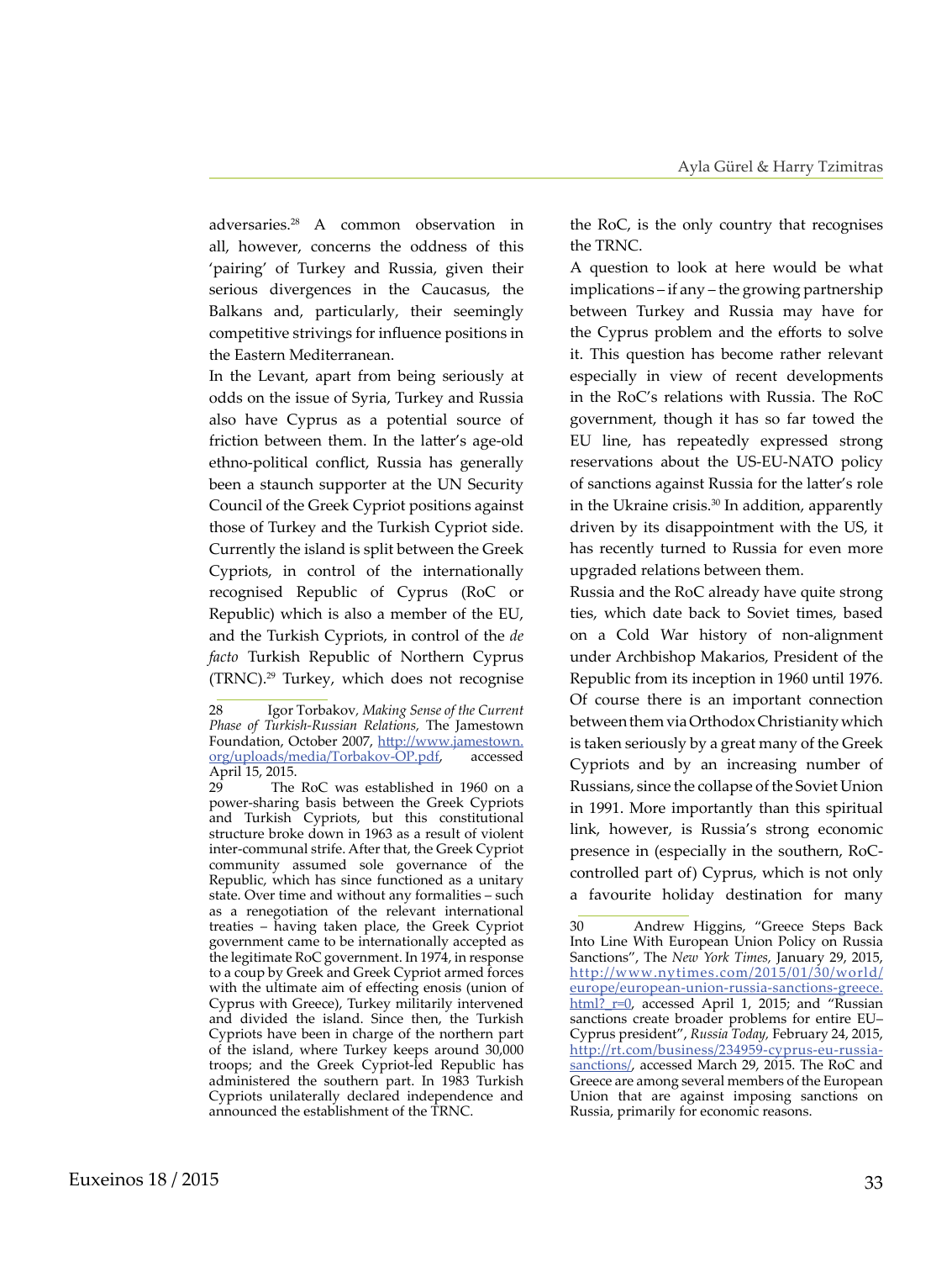adversaries.[28] A common observation in all, however, concerns the oddness of this 'pairing' of Turkey and Russia, given their serious divergences in the Caucasus, the Balkans and, particularly, their seemingly competitive strivings for influence positions in the Eastern Mediterranean.

In the Levant, apart from being seriously at odds on the issue of Syria, Turkey and Russia also have Cyprus as a potential source of friction between them. In the latter's age-old ethno-political conflict, Russia has generally been a staunch supporter at the UN Security Council of the Greek Cypriot positions against those of Turkey and the Turkish Cypriot side. Currently the island is split between the Greek Cypriots, in control of the internationally recognised Republic of Cyprus (RoC or Republic) which is also a member of the EU, and the Turkish Cypriots, in control of the *de facto* Turkish Republic of Northern Cyprus (TRNC).[29] Turkey, which does not recognise the RoC, is the only country that recognises the TRNC.

A question to look at here would be what implications – if any – the growing partnership between Turkey and Russia may have for the Cyprus problem and the efforts to solve it. This question has become rather relevant especially in view of recent developments in the RoC's relations with Russia. The RoC government, though it has so far towed the EU line, has repeatedly expressed strong reservations about the US-EU-NATO policy of sanctions against Russia for the latter's role in the Ukraine crisis.[30] In addition, apparently driven by its disappointment with the US, it has recently turned to Russia for even more upgraded relations between them.

Russia and the RoC already have quite strong ties, which date back to Soviet times, based on a Cold War history of non-alignment under Archbishop Makarios, President of the Republic from its inception in 1960 until 1976. Of course there is an important connection between them via Orthodox Christianity which is taken seriously by a great many of the Greek Cypriots and by an increasing number of Russians, since the collapse of the Soviet Union in 1991. More importantly than this spiritual link, however, is Russia's strong economic presence in (especially in the southern, RoC-controlled part of) Cyprus, which is not only a favourite holiday destination for many

---

28 Igor Torbakov, *Making Sense of the Current Phase of Turkish-Russian Relations,* The Jamestown Foundation, October 2007, http://www.jamestown.org/uploads/media/Torbakov-OP.pdf, accessed April 15, 2015.

29 The RoC was established in 1960 on a power-sharing basis between the Greek Cypriots and Turkish Cypriots, but this constitutional structure broke down in 1963 as a result of violent inter-communal strife. After that, the Greek Cypriot community assumed sole governance of the Republic, which has since functioned as a unitary state. Over time and without any formalities – such as a renegotiation of the relevant international treaties – having taken place, the Greek Cypriot government came to be internationally accepted as the legitimate RoC government. In 1974, in response to a coup by Greek and Greek Cypriot armed forces with the ultimate aim of effecting enosis (union of Cyprus with Greece), Turkey militarily intervened and divided the island. Since then, the Turkish Cypriots have been in charge of the northern part of the island, where Turkey keeps around 30,000 troops; and the Greek Cypriot-led Republic has administered the southern part. In 1983 Turkish Cypriots unilaterally declared independence and announced the establishment of the TRNC.

30 Andrew Higgins, "Greece Steps Back Into Line With European Union Policy on Russia Sanctions", The *New York Times,* January 29, 2015, http://www.nytimes.com/2015/01/30/world/europe/european-union-russia-sanctions-greece.html?_r=0, accessed April 1, 2015; and "Russian sanctions create broader problems for entire EU–Cyprus president", *Russia Today,* February 24, 2015, http://rt.com/business/234959-cyprus-eu-russia-sanctions/, accessed March 29, 2015. The RoC and Greece are among several members of the European Union that are against imposing sanctions on Russia, primarily for economic reasons.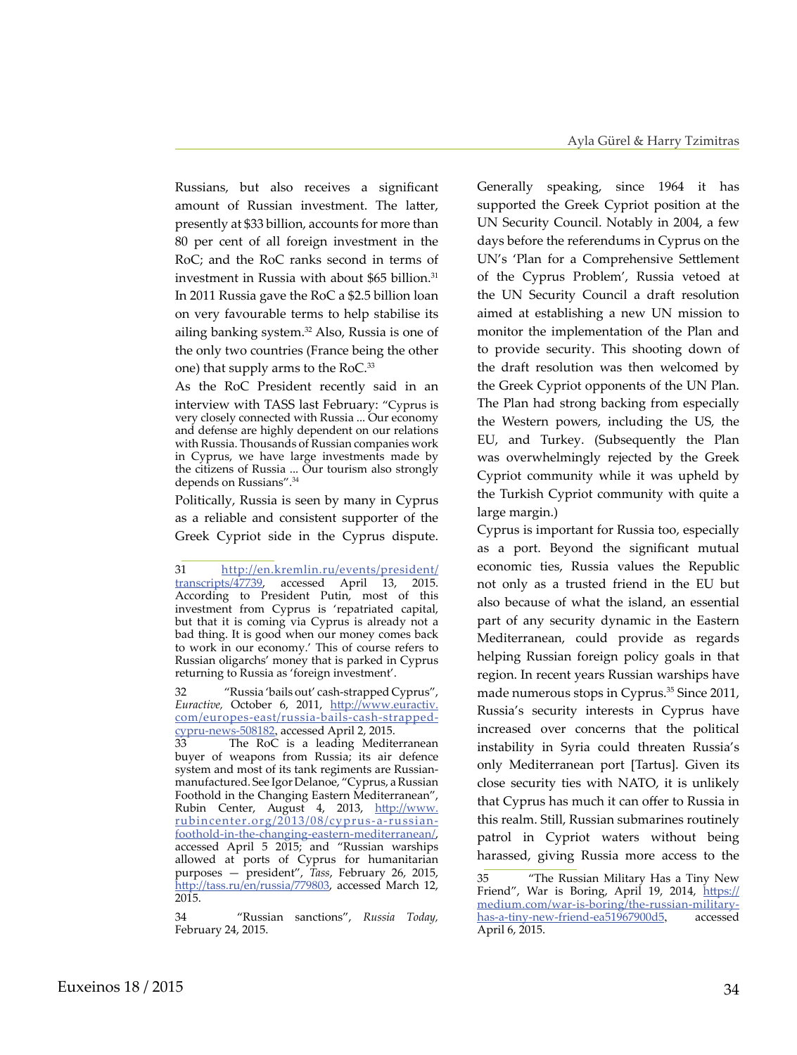Russians, but also receives a significant amount of Russian investment. The latter, presently at $33 billion, accounts for more than 80 per cent of all foreign investment in the RoC; and the RoC ranks second in terms of investment in Russia with about $65 billion.[31] In 2011 Russia gave the RoC a $2.5 billion loan on very favourable terms to help stabilise its ailing banking system.[32] Also, Russia is one of the only two countries (France being the other one) that supply arms to the RoC.[33]

As the RoC President recently said in an interview with TASS last February: "Cyprus is very closely connected with Russia ... Our economy and defense are highly dependent on our relations with Russia. Thousands of Russian companies work in Cyprus, we have large investments made by the citizens of Russia ... Our tourism also strongly depends on Russians".[34]

Politically, Russia is seen by many in Cyprus as a reliable and consistent supporter of the Greek Cypriot side in the Cyprus dispute. Generally speaking, since 1964 it has supported the Greek Cypriot position at the UN Security Council. Notably in 2004, a few days before the referendums in Cyprus on the UN's 'Plan for a Comprehensive Settlement of the Cyprus Problem', Russia vetoed at the UN Security Council a draft resolution aimed at establishing a new UN mission to monitor the implementation of the Plan and to provide security. This shooting down of the draft resolution was then welcomed by the Greek Cypriot opponents of the UN Plan. The Plan had strong backing from especially the Western powers, including the US, the EU, and Turkey. (Subsequently the Plan was overwhelmingly rejected by the Greek Cypriot community while it was upheld by the Turkish Cypriot community with quite a large margin.)

Cyprus is important for Russia too, especially as a port. Beyond the significant mutual economic ties, Russia values the Republic not only as a trusted friend in the EU but also because of what the island, an essential part of any security dynamic in the Eastern Mediterranean, could provide as regards helping Russian foreign policy goals in that region. In recent years Russian warships have made numerous stops in Cyprus.[35] Since 2011, Russia's security interests in Cyprus have increased over concerns that the political instability in Syria could threaten Russia's only Mediterranean port [Tartus]. Given its close security ties with NATO, it is unlikely that Cyprus has much it can offer to Russia in this realm. Still, Russian submarines routinely patrol in Cypriot waters without being harassed, giving Russia more access to the

---

31 http://en.kremlin.ru/events/president/transcripts/47739, accessed April 13, 2015. According to President Putin, most of this investment from Cyprus is 'repatriated capital, but that it is coming via Cyprus is already not a bad thing. It is good when our money comes back to work in our economy.' This of course refers to Russian oligarchs' money that is parked in Cyprus returning to Russia as 'foreign investment'.

32 "Russia 'bails out' cash-strapped Cyprus", *Euractive,* October 6, 2011, http://www.euractiv.com/europes-east/russia-bails-cash-strapped-cypru-news-508182, accessed April 2, 2015.

33 The RoC is a leading Mediterranean buyer of weapons from Russia; its air defence system and most of its tank regiments are Russian-manufactured. See Igor Delanoe, "Cyprus, a Russian Foothold in the Changing Eastern Mediterranean", Rubin Center, August 4, 2013, http://www.rubincenter.org/2013/08/cyprus-a-russian-foothold-in-the-changing-eastern-mediterranean/, accessed April 5 2015; and "Russian warships allowed at ports of Cyprus for humanitarian purposes — president", *Tass*, February 26, 2015, http://tass.ru/en/russia/779803, accessed March 12, 2015.

34 "Russian sanctions", *Russia Today,* February 24, 2015.

35 "The Russian Military Has a Tiny New Friend", War is Boring, April 19, 2014, https://medium.com/war-is-boring/the-russian-military-has-a-tiny-new-friend-ea51967900d5, accessed April 6, 2015.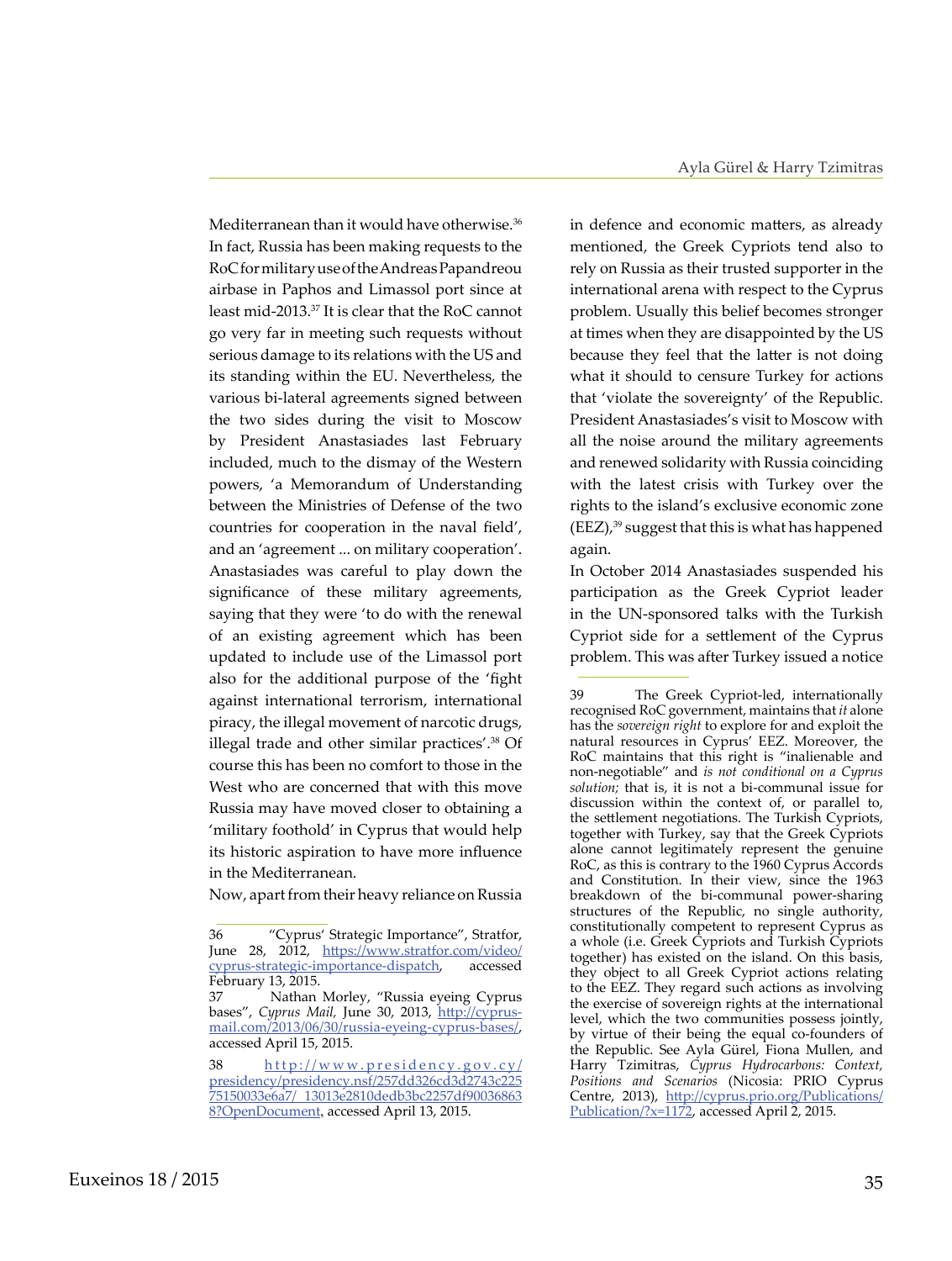Mediterranean than it would have otherwise.[36] In fact, Russia has been making requests to the RoC for military use of the Andreas Papandreou airbase in Paphos and Limassol port since at least mid-2013.[37] It is clear that the RoC cannot go very far in meeting such requests without serious damage to its relations with the US and its standing within the EU. Nevertheless, the various bi-lateral agreements signed between the two sides during the visit to Moscow by President Anastasiades last February included, much to the dismay of the Western powers, 'a Memorandum of Understanding between the Ministries of Defense of the two countries for cooperation in the naval field', and an 'agreement ... on military cooperation'. Anastasiades was careful to play down the significance of these military agreements, saying that they were 'to do with the renewal of an existing agreement which has been updated to include use of the Limassol port also for the additional purpose of the 'fight against international terrorism, international piracy, the illegal movement of narcotic drugs, illegal trade and other similar practices'.[38] Of course this has been no comfort to those in the West who are concerned that with this move Russia may have moved closer to obtaining a 'military foothold' in Cyprus that would help its historic aspiration to have more influence in the Mediterranean.

Now, apart from their heavy reliance on Russia in defence and economic matters, as already mentioned, the Greek Cypriots tend also to rely on Russia as their trusted supporter in the international arena with respect to the Cyprus problem. Usually this belief becomes stronger at times when they are disappointed by the US because they feel that the latter is not doing what it should to censure Turkey for actions that 'violate the sovereignty' of the Republic. President Anastasiades's visit to Moscow with all the noise around the military agreements and renewed solidarity with Russia coinciding with the latest crisis with Turkey over the rights to the island's exclusive economic zone (EEZ),[39] suggest that this is what has happened again.

In October 2014 Anastasiades suspended his participation as the Greek Cypriot leader in the UN-sponsored talks with the Turkish Cypriot side for a settlement of the Cyprus problem. This was after Turkey issued a notice

---

36 "Cyprus' Strategic Importance", Stratfor, June 28, 2012, https://www.stratfor.com/video/cyprus-strategic-importance-dispatch, accessed February 13, 2015.

37 Nathan Morley, "Russia eyeing Cyprus bases", *Cyprus Mail*, June 30, 2013, http://cyprus-mail.com/2013/06/30/russia-eyeing-cyprus-bases/, accessed April 15, 2015.

38 http://www.presidency.gov.cy/presidency/presidency.nsf/257dd326cd3d2743c22575150033e6a7/_13013e2810dedb3bc2257df900368638?OpenDocument, accessed April 13, 2015.

39 The Greek Cypriot-led, internationally recognised RoC government, maintains that *it* alone has the *sovereign right* to explore for and exploit the natural resources in Cyprus' EEZ. Moreover, the RoC maintains that this right is "inalienable and non-negotiable" and *is not conditional on a Cyprus solution;* that is, it is not a bi-communal issue for discussion within the context of, or parallel to, the settlement negotiations. The Turkish Cypriots, together with Turkey, say that the Greek Cypriots alone cannot legitimately represent the genuine RoC, as this is contrary to the 1960 Cyprus Accords and Constitution. In their view, since the 1963 breakdown of the bi-communal power-sharing structures of the Republic, no single authority, constitutionally competent to represent Cyprus as a whole (i.e. Greek Cypriots and Turkish Cypriots together) has existed on the island. On this basis, they object to all Greek Cypriot actions relating to the EEZ. They regard such actions as involving the exercise of sovereign rights at the international level, which the two communities possess jointly, by virtue of their being the equal co-founders of the Republic. See Ayla Gürel, Fiona Mullen, and Harry Tzimitras, *Cyprus Hydrocarbons: Context, Positions and Scenarios* (Nicosia: PRIO Cyprus Centre, 2013), http://cyprus.prio.org/Publications/Publication/?x=1172, accessed April 2, 2015.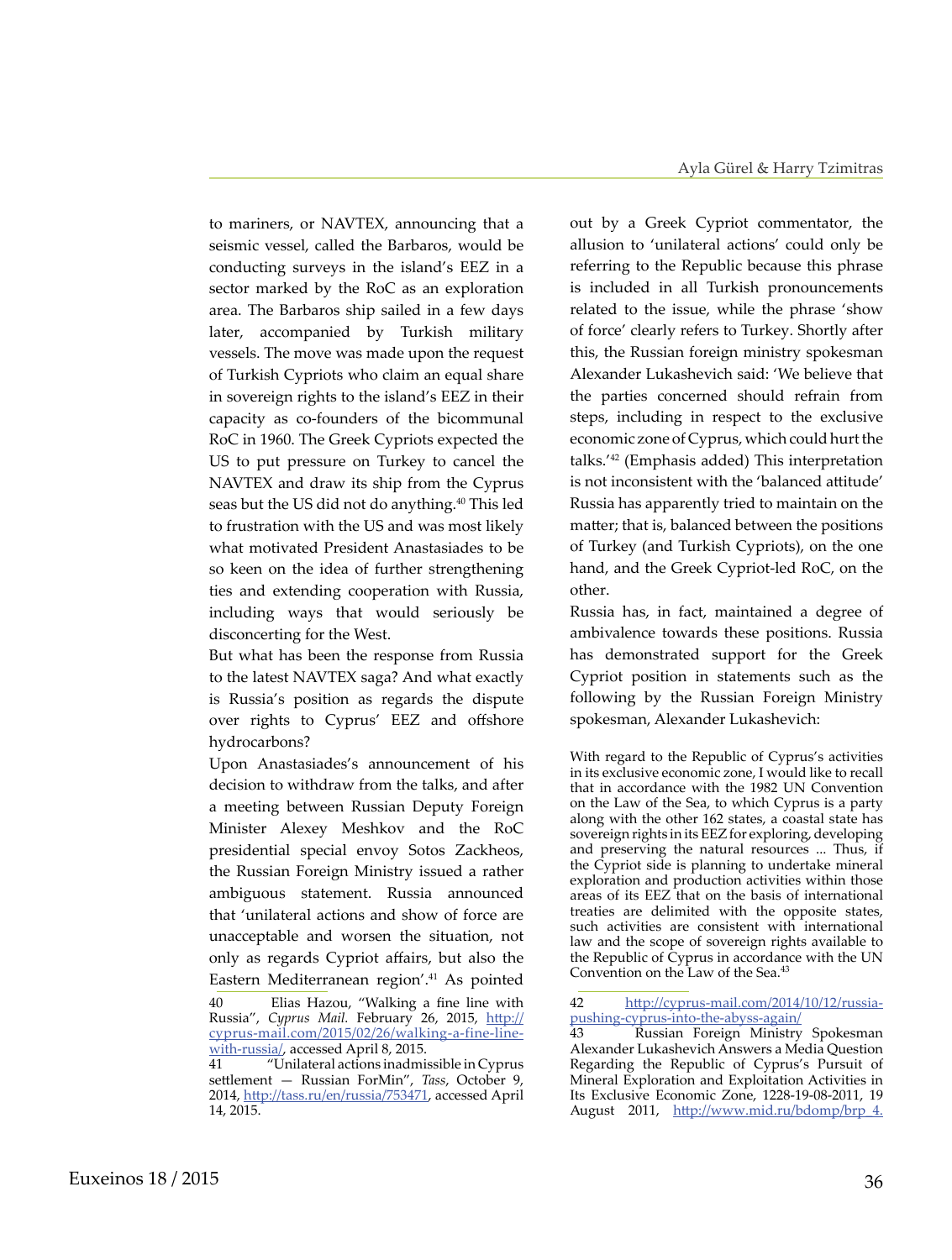to mariners, or NAVTEX, announcing that a seismic vessel, called the Barbaros, would be conducting surveys in the island's EEZ in a sector marked by the RoC as an exploration area. The Barbaros ship sailed in a few days later, accompanied by Turkish military vessels. The move was made upon the request of Turkish Cypriots who claim an equal share in sovereign rights to the island's EEZ in their capacity as co-founders of the bicommunal RoC in 1960. The Greek Cypriots expected the US to put pressure on Turkey to cancel the NAVTEX and draw its ship from the Cyprus seas but the US did not do anything.[40] This led to frustration with the US and was most likely what motivated President Anastasiades to be so keen on the idea of further strengthening ties and extending cooperation with Russia, including ways that would seriously be disconcerting for the West.

But what has been the response from Russia to the latest NAVTEX saga? And what exactly is Russia's position as regards the dispute over rights to Cyprus' EEZ and offshore hydrocarbons?

Upon Anastasiades's announcement of his decision to withdraw from the talks, and after a meeting between Russian Deputy Foreign Minister Alexey Meshkov and the RoC presidential special envoy Sotos Zackheos, the Russian Foreign Ministry issued a rather ambiguous statement. Russia announced that 'unilateral actions and show of force are unacceptable and worsen the situation, not only as regards Cypriot affairs, but also the Eastern Mediterranean region'.[41] As pointed out by a Greek Cypriot commentator, the allusion to 'unilateral actions' could only be referring to the Republic because this phrase is included in all Turkish pronouncements related to the issue, while the phrase 'show of force' clearly refers to Turkey. Shortly after this, the Russian foreign ministry spokesman Alexander Lukashevich said: 'We believe that the parties concerned should refrain from steps, including in respect to the exclusive economic zone of Cyprus, which could hurt the talks.'[42] (Emphasis added) This interpretation is not inconsistent with the 'balanced attitude' Russia has apparently tried to maintain on the matter; that is, balanced between the positions of Turkey (and Turkish Cypriots), on the one hand, and the Greek Cypriot-led RoC, on the other.

Russia has, in fact, maintained a degree of ambivalence towards these positions. Russia has demonstrated support for the Greek Cypriot position in statements such as the following by the Russian Foreign Ministry spokesman, Alexander Lukashevich:

> With regard to the Republic of Cyprus's activities in its exclusive economic zone, I would like to recall that in accordance with the 1982 UN Convention on the Law of the Sea, to which Cyprus is a party along with the other 162 states, a coastal state has sovereign rights in its EEZ for exploring, developing and preserving the natural resources ... Thus, if the Cypriot side is planning to undertake mineral exploration and production activities within those areas of its EEZ that on the basis of international treaties are delimited with the opposite states, such activities are consistent with international law and the scope of sovereign rights available to the Republic of Cyprus in accordance with the UN Convention on the Law of the Sea.[43]

---

40 Elias Hazou, "Walking a fine line with Russia", *Cyprus Mail*. February 26, 2015, http://cyprus-mail.com/2015/02/26/walking-a-fine-line-with-russia/, accessed April 8, 2015.

41 "Unilateral actions inadmissible in Cyprus settlement — Russian ForMin", *Tass*, October 9, 2014, http://tass.ru/en/russia/753471, accessed April 14, 2015.

42 http://cyprus-mail.com/2014/10/12/russia-pushing-cyprus-into-the-abyss-again/

43 Russian Foreign Ministry Spokesman Alexander Lukashevich Answers a Media Question Regarding the Republic of Cyprus's Pursuit of Mineral Exploration and Exploitation Activities in Its Exclusive Economic Zone, 1228-19-08-2011, 19 August 2011, http://www.mid.ru/bdomp/brp_4.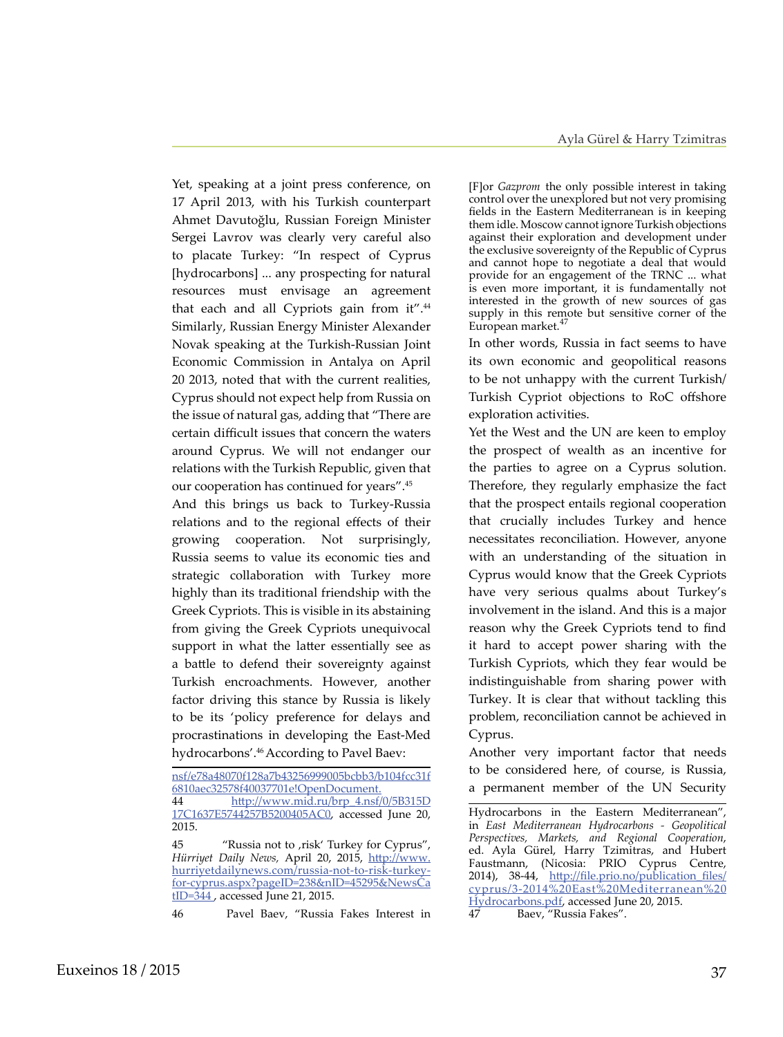Yet, speaking at a joint press conference, on 17 April 2013, with his Turkish counterpart Ahmet Davutoğlu, Russian Foreign Minister Sergei Lavrov was clearly very careful also to placate Turkey: "In respect of Cyprus [hydrocarbons] ... any prospecting for natural resources must envisage an agreement that each and all Cypriots gain from it".[44] Similarly, Russian Energy Minister Alexander Novak speaking at the Turkish-Russian Joint Economic Commission in Antalya on April 20 2013, noted that with the current realities, Cyprus should not expect help from Russia on the issue of natural gas, adding that "There are certain difficult issues that concern the waters around Cyprus. We will not endanger our relations with the Turkish Republic, given that our cooperation has continued for years".[45]

And this brings us back to Turkey-Russia relations and to the regional effects of their growing cooperation. Not surprisingly, Russia seems to value its economic ties and strategic collaboration with Turkey more highly than its traditional friendship with the Greek Cypriots. This is visible in its abstaining from giving the Greek Cypriots unequivocal support in what the latter essentially see as a battle to defend their sovereignty against Turkish encroachments. However, another factor driving this stance by Russia is likely to be its 'policy preference for delays and procrastinations in developing the East-Med hydrocarbons'.[46] According to Pavel Baev:

> [F]or *Gazprom* the only possible interest in taking control over the unexplored but not very promising fields in the Eastern Mediterranean is in keeping them idle. Moscow cannot ignore Turkish objections against their exploration and development under the exclusive sovereignty of the Republic of Cyprus and cannot hope to negotiate a deal that would provide for an engagement of the TRNC ... what is even more important, it is fundamentally not interested in the growth of new sources of gas supply in this remote but sensitive corner of the European market.[47]

In other words, Russia in fact seems to have its own economic and geopolitical reasons to be not unhappy with the current Turkish/Turkish Cypriot objections to RoC offshore exploration activities.

Yet the West and the UN are keen to employ the prospect of wealth as an incentive for the parties to agree on a Cyprus solution. Therefore, they regularly emphasize the fact that the prospect entails regional cooperation that crucially includes Turkey and hence necessitates reconciliation. However, anyone with an understanding of the situation in Cyprus would know that the Greek Cypriots have very serious qualms about Turkey's involvement in the island. And this is a major reason why the Greek Cypriots tend to find it hard to accept power sharing with the Turkish Cypriots, which they fear would be indistinguishable from sharing power with Turkey. It is clear that without tackling this problem, reconciliation cannot be achieved in Cyprus.

Another very important factor that needs to be considered here, of course, is Russia, a permanent member of the UN Security

---

nsf/e78a48070f128a7b43256999005bcbb3/b104fcc31f6810aec32578f40037701e!OpenDocument.

44 http://www.mid.ru/brp_4.nsf/0/5B315D17C1637E5744257B5200405AC0, accessed June 20, 2015.

45 "Russia not to ‚risk' Turkey for Cyprus", *Hürriyet Daily News,* April 20, 2015, http://www.hurriyetdailynews.com/russia-not-to-risk-turkey-for-cyprus.aspx?pageID=238&nID=45295&NewsCatID=344 , accessed June 21, 2015.

46 Pavel Baev, "Russia Fakes Interest in Hydrocarbons in the Eastern Mediterranean", in *East Mediterranean Hydrocarbons - Geopolitical Perspectives, Markets, and Regional Cooperation*, ed. Ayla Gürel, Harry Tzimitras, and Hubert Faustmann, (Nicosia: PRIO Cyprus Centre, 2014), 38-44, http://file.prio.no/publication_files/cyprus/3-2014%20East%20Mediterranean%20Hydrocarbons.pdf, accessed June 20, 2015.

47 Baev, "Russia Fakes".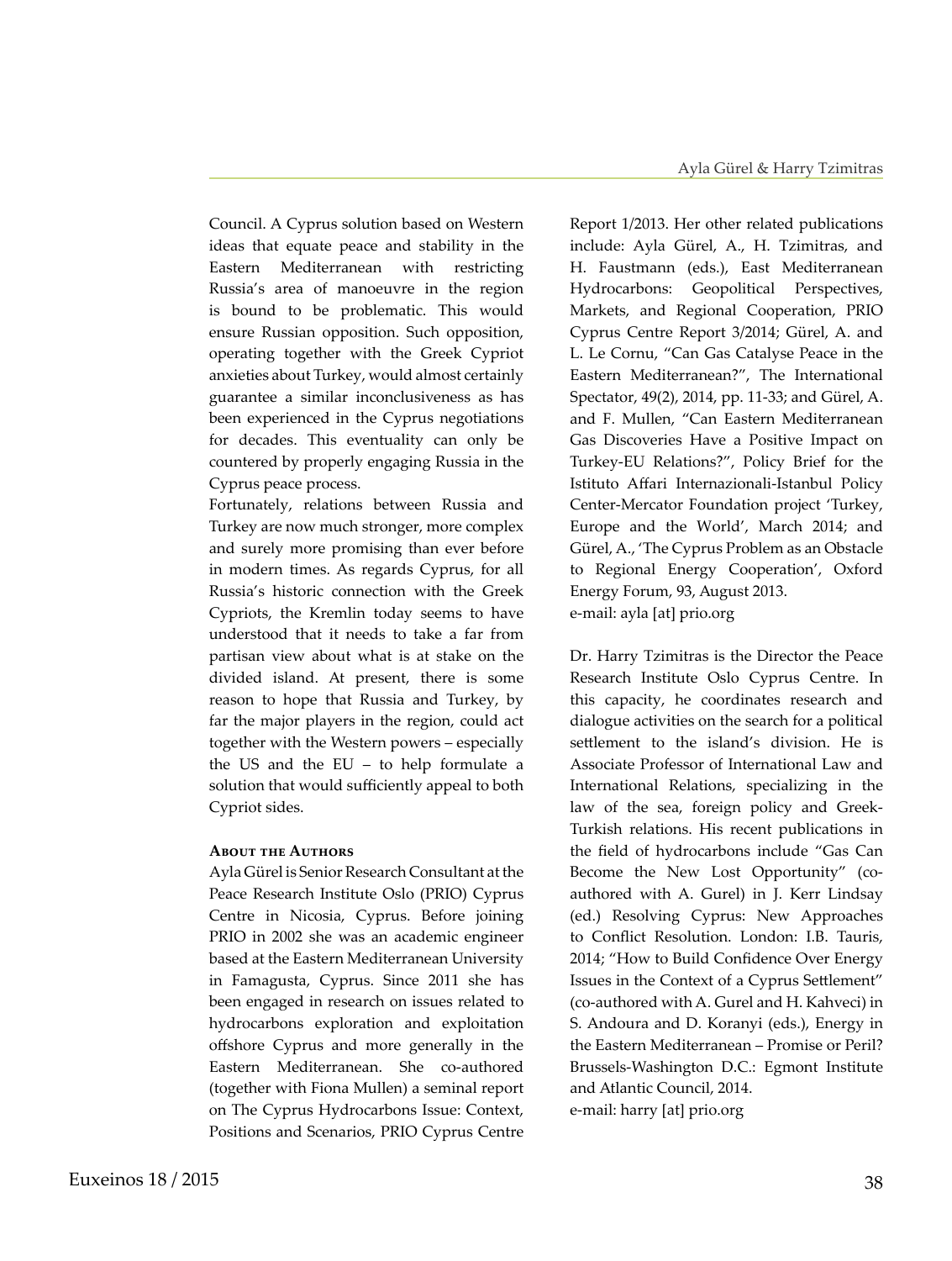Council. A Cyprus solution based on Western ideas that equate peace and stability in the Eastern Mediterranean with restricting Russia's area of manoeuvre in the region is bound to be problematic. This would ensure Russian opposition. Such opposition, operating together with the Greek Cypriot anxieties about Turkey, would almost certainly guarantee a similar inconclusiveness as has been experienced in the Cyprus negotiations for decades. This eventuality can only be countered by properly engaging Russia in the Cyprus peace process.

Fortunately, relations between Russia and Turkey are now much stronger, more complex and surely more promising than ever before in modern times. As regards Cyprus, for all Russia's historic connection with the Greek Cypriots, the Kremlin today seems to have understood that it needs to take a far from partisan view about what is at stake on the divided island. At present, there is some reason to hope that Russia and Turkey, by far the major players in the region, could act together with the Western powers – especially the US and the EU – to help formulate a solution that would sufficiently appeal to both Cypriot sides.

### About the Authors

Ayla Gürel is Senior Research Consultant at the Peace Research Institute Oslo (PRIO) Cyprus Centre in Nicosia, Cyprus. Before joining PRIO in 2002 she was an academic engineer based at the Eastern Mediterranean University in Famagusta, Cyprus. Since 2011 she has been engaged in research on issues related to hydrocarbons exploration and exploitation offshore Cyprus and more generally in the Eastern Mediterranean. She co-authored (together with Fiona Mullen) a seminal report on The Cyprus Hydrocarbons Issue: Context, Positions and Scenarios, PRIO Cyprus Centre Report 1/2013. Her other related publications include: Ayla Gürel, A., H. Tzimitras, and H. Faustmann (eds.), East Mediterranean Hydrocarbons: Geopolitical Perspectives, Markets, and Regional Cooperation, PRIO Cyprus Centre Report 3/2014; Gürel, A. and L. Le Cornu, "Can Gas Catalyse Peace in the Eastern Mediterranean?", The International Spectator, 49(2), 2014, pp. 11-33; and Gürel, A. and F. Mullen, "Can Eastern Mediterranean Gas Discoveries Have a Positive Impact on Turkey-EU Relations?", Policy Brief for the Istituto Affari Internazionali-Istanbul Policy Center-Mercator Foundation project 'Turkey, Europe and the World', March 2014; and Gürel, A., 'The Cyprus Problem as an Obstacle to Regional Energy Cooperation', Oxford Energy Forum, 93, August 2013.
e-mail: ayla [at] prio.org

Dr. Harry Tzimitras is the Director the Peace Research Institute Oslo Cyprus Centre. In this capacity, he coordinates research and dialogue activities on the search for a political settlement to the island's division. He is Associate Professor of International Law and International Relations, specializing in the law of the sea, foreign policy and Greek-Turkish relations. His recent publications in the field of hydrocarbons include "Gas Can Become the New Lost Opportunity" (co-authored with A. Gurel) in J. Kerr Lindsay (ed.) Resolving Cyprus: New Approaches to Conflict Resolution. London: I.B. Tauris, 2014; "How to Build Confidence Over Energy Issues in the Context of a Cyprus Settlement" (co-authored with A. Gurel and H. Kahveci) in S. Andoura and D. Koranyi (eds.), Energy in the Eastern Mediterranean – Promise or Peril? Brussels-Washington D.C.: Egmont Institute and Atlantic Council, 2014.
e-mail: harry [at] prio.org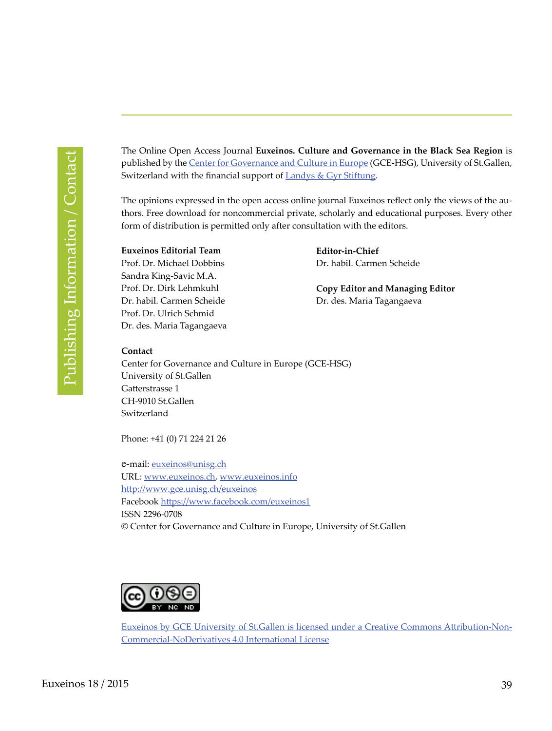## Publishing Information / Contact

The Online Open Access Journal **Euxeinos. Culture and Governance in the Black Sea Region** is published by the [Center for Governance and Culture in Europe](#) (GCE-HSG), University of St.Gallen, Switzerland with the financial support of [Landys & Gyr Stiftung](#).

The opinions expressed in the open access online journal Euxeinos reflect only the views of the authors. Free download for noncommercial private, scholarly and educational purposes. Every other form of distribution is permitted only after consultation with the editors.

**Euxeinos Editorial Team**
Prof. Dr. Michael Dobbins
Sandra King-Savic M.A.
Prof. Dr. Dirk Lehmkuhl
Dr. habil. Carmen Scheide
Prof. Dr. Ulrich Schmid
Dr. des. Maria Tagangaeva

**Editor-in-Chief**
Dr. habil. Carmen Scheide

**Copy Editor and Managing Editor**
Dr. des. Maria Tagangaeva

**Contact**
Center for Governance and Culture in Europe (GCE-HSG)
University of St.Gallen
Gatterstrasse 1
CH-9010 St.Gallen
Switzerland

Phone: +41 (0) 71 224 21 26

e-mail: euxeinos@unisg.ch
URL: www.euxeinos.ch, www.euxeinos.info
http://www.gce.unisg.ch/euxeinos
Facebook https://www.facebook.com/euxeinos1
ISSN 2296-0708
© Center for Governance and Culture in Europe, University of St.Gallen

Euxeinos by GCE University of St.Gallen is licensed under a Creative Commons Attribution-Non-Commercial-NoDerivatives 4.0 International License